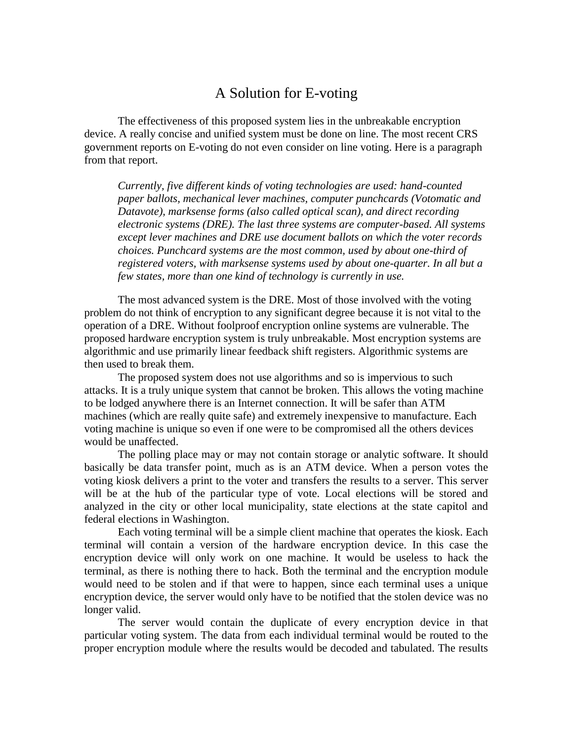# A Solution for E-voting

The effectiveness of this proposed system lies in the unbreakable encryption device. A really concise and unified system must be done on line. The most recent CRS government reports on E-voting do not even consider on line voting. Here is a paragraph from that report.

> *Currently, five different kinds of voting technologies are used: hand-counted paper ballots, mechanical lever machines, computer punchcards (Votomatic and Datavote), marksense forms (also called optical scan), and direct recording electronic systems (DRE). The last three systems are computer-based. All systems except lever machines and DRE use document ballots on which the voter records choices. Punchcard systems are the most common, used by about one-third of registered voters, with marksense systems used by about one-quarter. In all but a few states, more than one kind of technology is currently in use.*

The most advanced system is the DRE. Most of those involved with the voting problem do not think of encryption to any significant degree because it is not vital to the operation of a DRE. Without foolproof encryption online systems are vulnerable. The proposed hardware encryption system is truly unbreakable. Most encryption systems are algorithmic and use primarily linear feedback shift registers. Algorithmic systems are then used to break them.

The proposed system does not use algorithms and so is impervious to such attacks. It is a truly unique system that cannot be broken. This allows the voting machine to be lodged anywhere there is an Internet connection. It will be safer than ATM machines (which are really quite safe) and extremely inexpensive to manufacture. Each voting machine is unique so even if one were to be compromised all the others devices would be unaffected.

The polling place may or may not contain storage or analytic software. It should basically be data transfer point, much as is an ATM device. When a person votes the voting kiosk delivers a print to the voter and transfers the results to a server. This server will be at the hub of the particular type of vote. Local elections will be stored and analyzed in the city or other local municipality, state elections at the state capitol and federal elections in Washington.

Each voting terminal will be a simple client machine that operates the kiosk. Each terminal will contain a version of the hardware encryption device. In this case the encryption device will only work on one machine. It would be useless to hack the terminal, as there is nothing there to hack. Both the terminal and the encryption module would need to be stolen and if that were to happen, since each terminal uses a unique encryption device, the server would only have to be notified that the stolen device was no longer valid.

The server would contain the duplicate of every encryption device in that particular voting system. The data from each individual terminal would be routed to the proper encryption module where the results would be decoded and tabulated. The results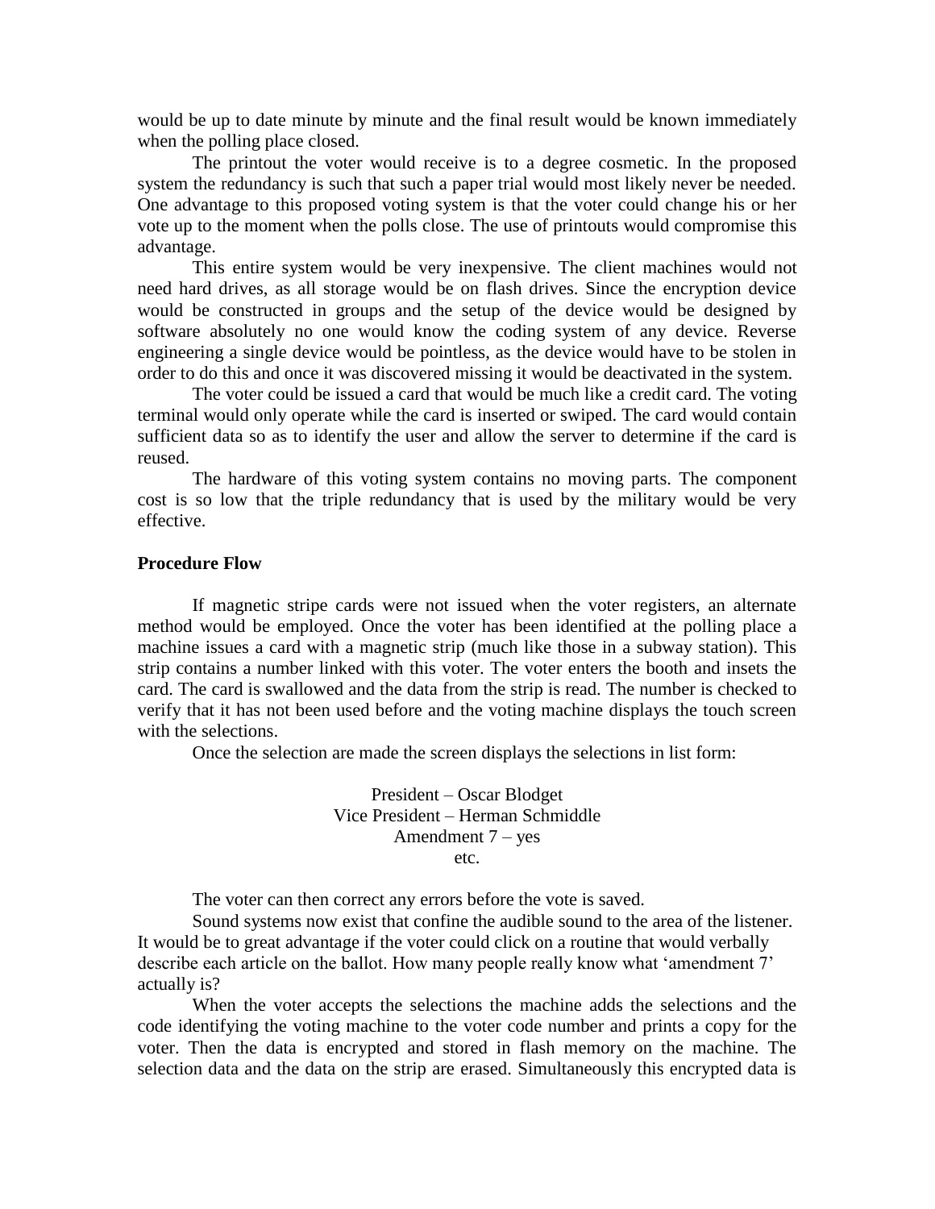would be up to date minute by minute and the final result would be known immediately when the polling place closed.

The printout the voter would receive is to a degree cosmetic. In the proposed system the redundancy is such that such a paper trial would most likely never be needed. One advantage to this proposed voting system is that the voter could change his or her vote up to the moment when the polls close. The use of printouts would compromise this advantage.

This entire system would be very inexpensive. The client machines would not need hard drives, as all storage would be on flash drives. Since the encryption device would be constructed in groups and the setup of the device would be designed by software absolutely no one would know the coding system of any device. Reverse engineering a single device would be pointless, as the device would have to be stolen in order to do this and once it was discovered missing it would be deactivated in the system.

The voter could be issued a card that would be much like a credit card. The voting terminal would only operate while the card is inserted or swiped. The card would contain sufficient data so as to identify the user and allow the server to determine if the card is reused.

The hardware of this voting system contains no moving parts. The component cost is so low that the triple redundancy that is used by the military would be very effective.

**Procedure Flow**

If magnetic stripe cards were not issued when the voter registers, an alternate method would be employed. Once the voter has been identified at the polling place a machine issues a card with a magnetic strip (much like those in a subway station). This strip contains a number linked with this voter. The voter enters the booth and insets the card. The card is swallowed and the data from the strip is read. The number is checked to verify that it has not been used before and the voting machine displays the touch screen with the selections.

Once the selection are made the screen displays the selections in list form:

President – Oscar Blodget
Vice President – Herman Schmiddle
Amendment 7 – yes
etc.

The voter can then correct any errors before the vote is saved.

Sound systems now exist that confine the audible sound to the area of the listener. It would be to great advantage if the voter could click on a routine that would verbally describe each article on the ballot. How many people really know what 'amendment 7' actually is?

When the voter accepts the selections the machine adds the selections and the code identifying the voting machine to the voter code number and prints a copy for the voter. Then the data is encrypted and stored in flash memory on the machine. The selection data and the data on the strip are erased. Simultaneously this encrypted data is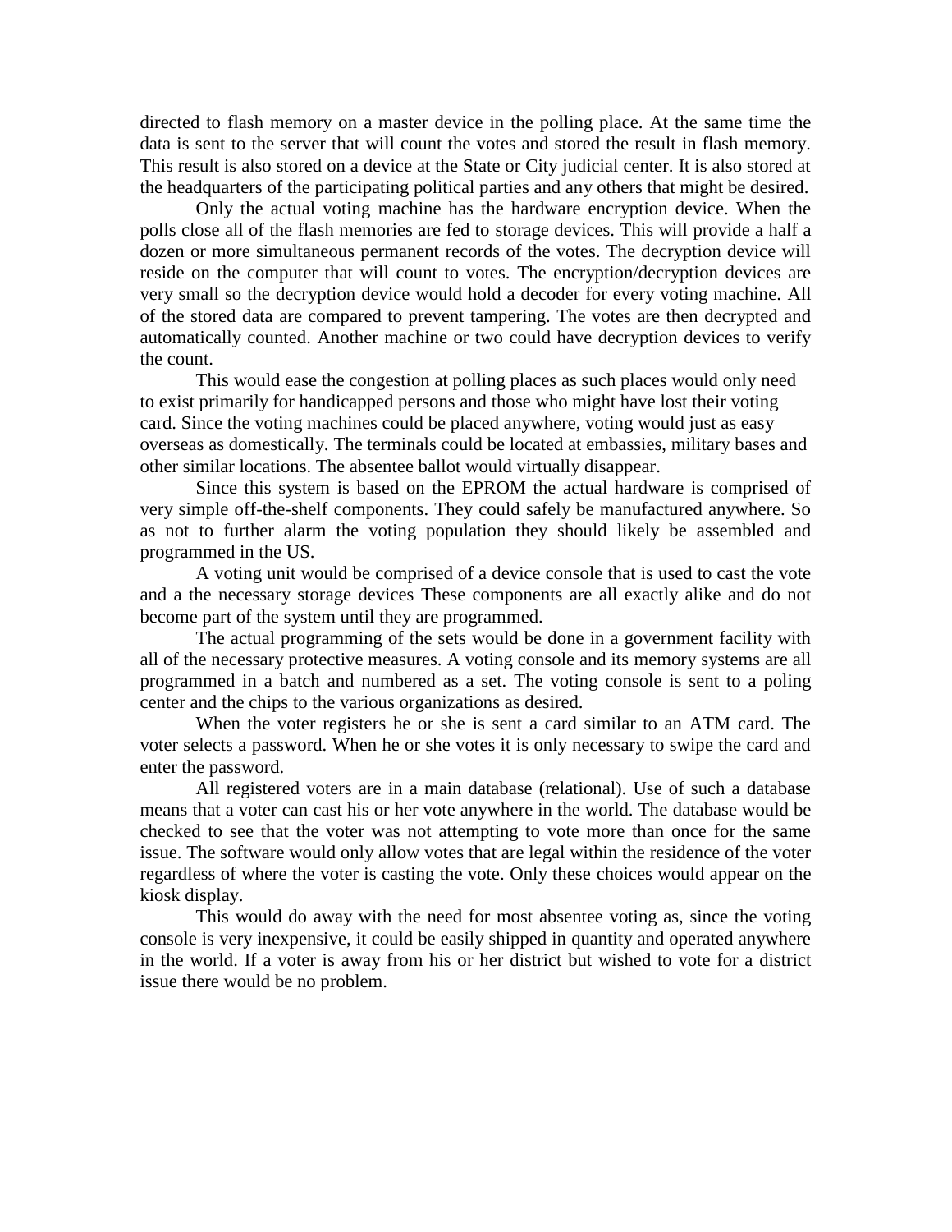directed to flash memory on a master device in the polling place. At the same time the data is sent to the server that will count the votes and stored the result in flash memory. This result is also stored on a device at the State or City judicial center. It is also stored at the headquarters of the participating political parties and any others that might be desired.

Only the actual voting machine has the hardware encryption device. When the polls close all of the flash memories are fed to storage devices. This will provide a half a dozen or more simultaneous permanent records of the votes. The decryption device will reside on the computer that will count to votes. The encryption/decryption devices are very small so the decryption device would hold a decoder for every voting machine. All of the stored data are compared to prevent tampering. The votes are then decrypted and automatically counted. Another machine or two could have decryption devices to verify the count.

This would ease the congestion at polling places as such places would only need to exist primarily for handicapped persons and those who might have lost their voting card. Since the voting machines could be placed anywhere, voting would just as easy overseas as domestically. The terminals could be located at embassies, military bases and other similar locations. The absentee ballot would virtually disappear.

Since this system is based on the EPROM the actual hardware is comprised of very simple off-the-shelf components. They could safely be manufactured anywhere. So as not to further alarm the voting population they should likely be assembled and programmed in the US.

A voting unit would be comprised of a device console that is used to cast the vote and a the necessary storage devices These components are all exactly alike and do not become part of the system until they are programmed.

The actual programming of the sets would be done in a government facility with all of the necessary protective measures. A voting console and its memory systems are all programmed in a batch and numbered as a set. The voting console is sent to a poling center and the chips to the various organizations as desired.

When the voter registers he or she is sent a card similar to an ATM card. The voter selects a password. When he or she votes it is only necessary to swipe the card and enter the password.

All registered voters are in a main database (relational). Use of such a database means that a voter can cast his or her vote anywhere in the world. The database would be checked to see that the voter was not attempting to vote more than once for the same issue. The software would only allow votes that are legal within the residence of the voter regardless of where the voter is casting the vote. Only these choices would appear on the kiosk display.

This would do away with the need for most absentee voting as, since the voting console is very inexpensive, it could be easily shipped in quantity and operated anywhere in the world. If a voter is away from his or her district but wished to vote for a district issue there would be no problem.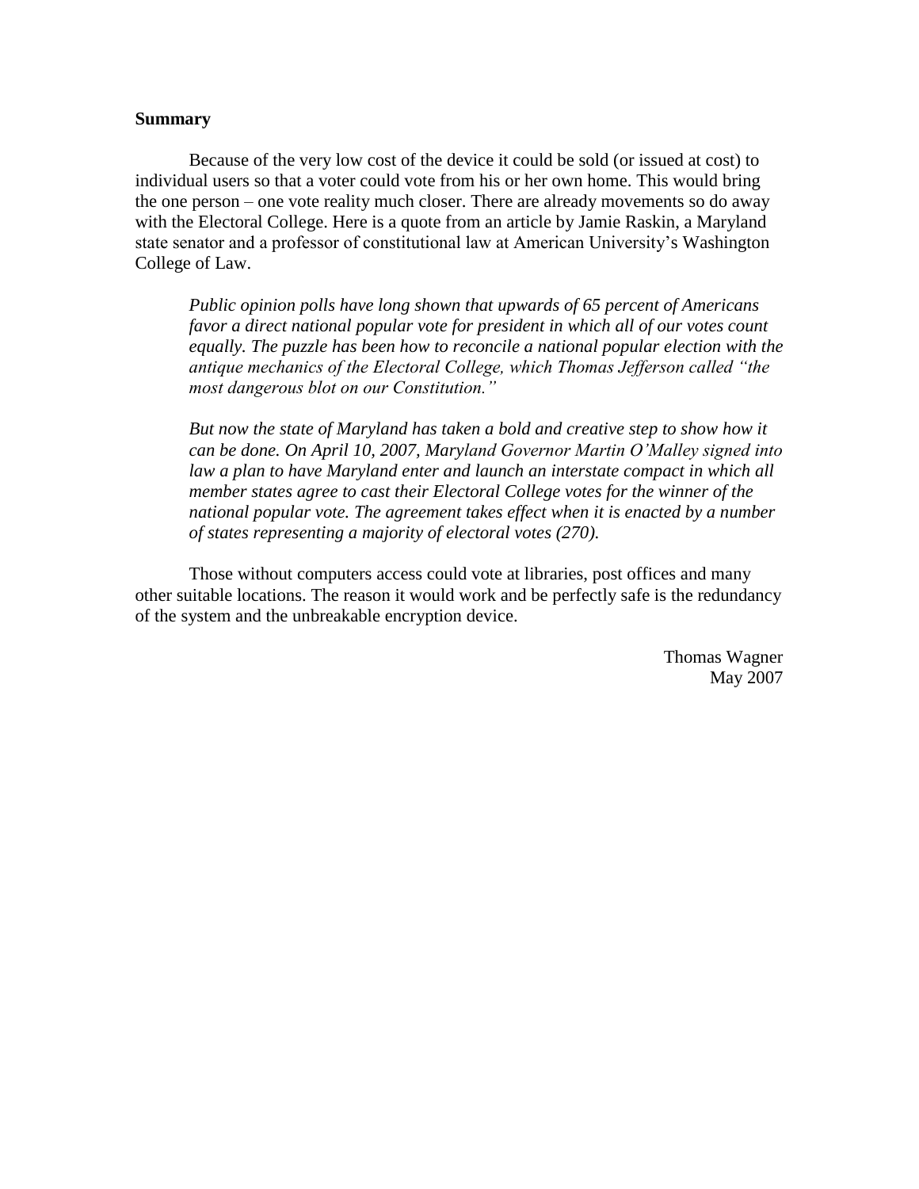**Summary**

Because of the very low cost of the device it could be sold (or issued at cost) to individual users so that a voter could vote from his or her own home. This would bring the one person – one vote reality much closer. There are already movements so do away with the Electoral College. Here is a quote from an article by Jamie Raskin, a Maryland state senator and a professor of constitutional law at American University's Washington College of Law.

> *Public opinion polls have long shown that upwards of 65 percent of Americans favor a direct national popular vote for president in which all of our votes count equally. The puzzle has been how to reconcile a national popular election with the antique mechanics of the Electoral College, which Thomas Jefferson called "the most dangerous blot on our Constitution."*
>
> *But now the state of Maryland has taken a bold and creative step to show how it can be done. On April 10, 2007, Maryland Governor Martin O'Malley signed into law a plan to have Maryland enter and launch an interstate compact in which all member states agree to cast their Electoral College votes for the winner of the national popular vote. The agreement takes effect when it is enacted by a number of states representing a majority of electoral votes (270).*

Those without computers access could vote at libraries, post offices and many other suitable locations. The reason it would work and be perfectly safe is the redundancy of the system and the unbreakable encryption device.

Thomas Wagner
May 2007